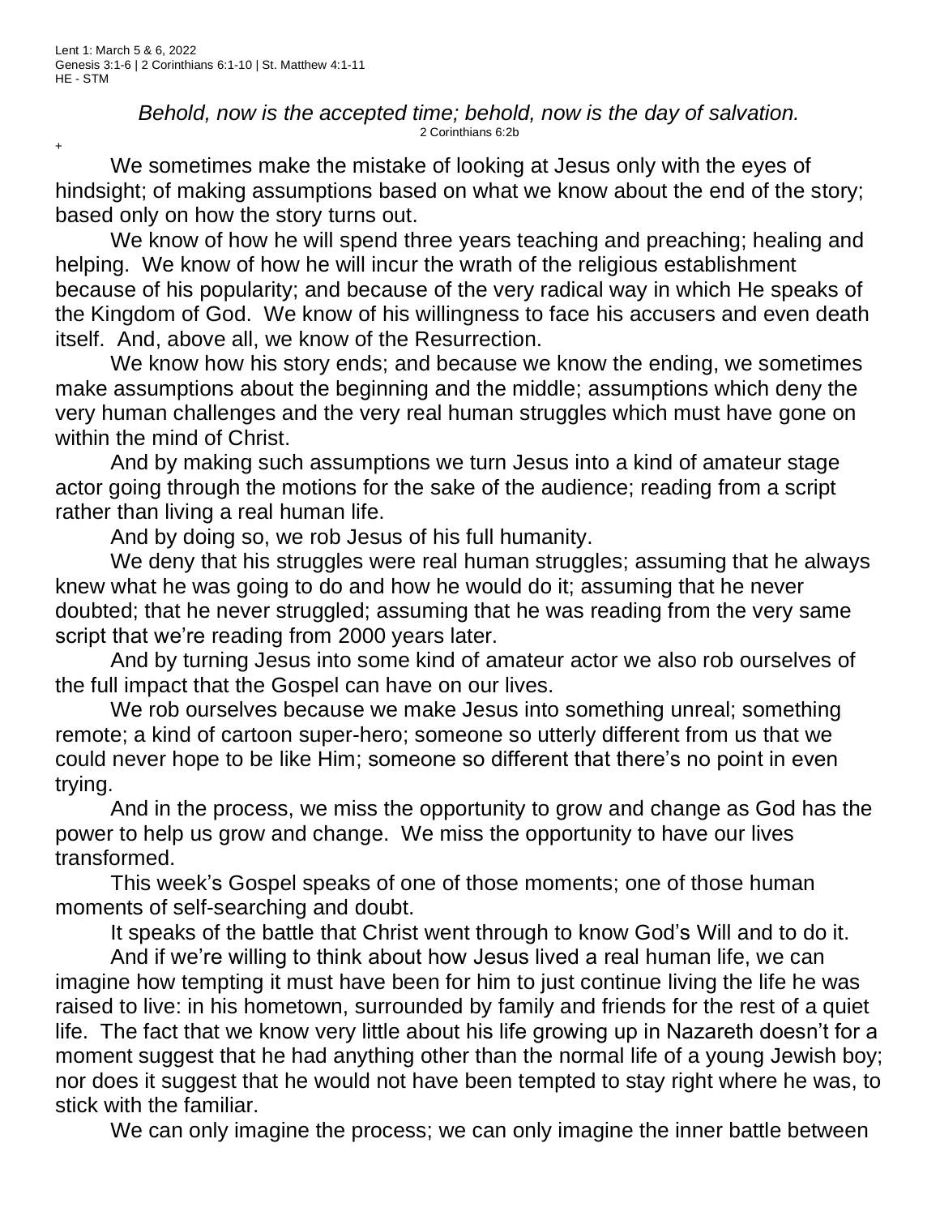Lent 1: March 5 & 6, 2022
Genesis 3:1-6 | 2 Corinthians 6:1-10 | St. Matthew 4:1-11
HE - STM

*Behold, now is the accepted time; behold, now is the day of salvation.*
2 Corinthians 6:2b

+

We sometimes make the mistake of looking at Jesus only with the eyes of hindsight; of making assumptions based on what we know about the end of the story; based only on how the story turns out.

We know of how he will spend three years teaching and preaching; healing and helping. We know of how he will incur the wrath of the religious establishment because of his popularity; and because of the very radical way in which He speaks of the Kingdom of God. We know of his willingness to face his accusers and even death itself. And, above all, we know of the Resurrection.

We know how his story ends; and because we know the ending, we sometimes make assumptions about the beginning and the middle; assumptions which deny the very human challenges and the very real human struggles which must have gone on within the mind of Christ.

And by making such assumptions we turn Jesus into a kind of amateur stage actor going through the motions for the sake of the audience; reading from a script rather than living a real human life.

And by doing so, we rob Jesus of his full humanity.

We deny that his struggles were real human struggles; assuming that he always knew what he was going to do and how he would do it; assuming that he never doubted; that he never struggled; assuming that he was reading from the very same script that we're reading from 2000 years later.

And by turning Jesus into some kind of amateur actor we also rob ourselves of the full impact that the Gospel can have on our lives.

We rob ourselves because we make Jesus into something unreal; something remote; a kind of cartoon super-hero; someone so utterly different from us that we could never hope to be like Him; someone so different that there's no point in even trying.

And in the process, we miss the opportunity to grow and change as God has the power to help us grow and change. We miss the opportunity to have our lives transformed.

This week's Gospel speaks of one of those moments; one of those human moments of self-searching and doubt.

It speaks of the battle that Christ went through to know God's Will and to do it.

And if we're willing to think about how Jesus lived a real human life, we can imagine how tempting it must have been for him to just continue living the life he was raised to live: in his hometown, surrounded by family and friends for the rest of a quiet life. The fact that we know very little about his life growing up in Nazareth doesn't for a moment suggest that he had anything other than the normal life of a young Jewish boy; nor does it suggest that he would not have been tempted to stay right where he was, to stick with the familiar.

We can only imagine the process; we can only imagine the inner battle between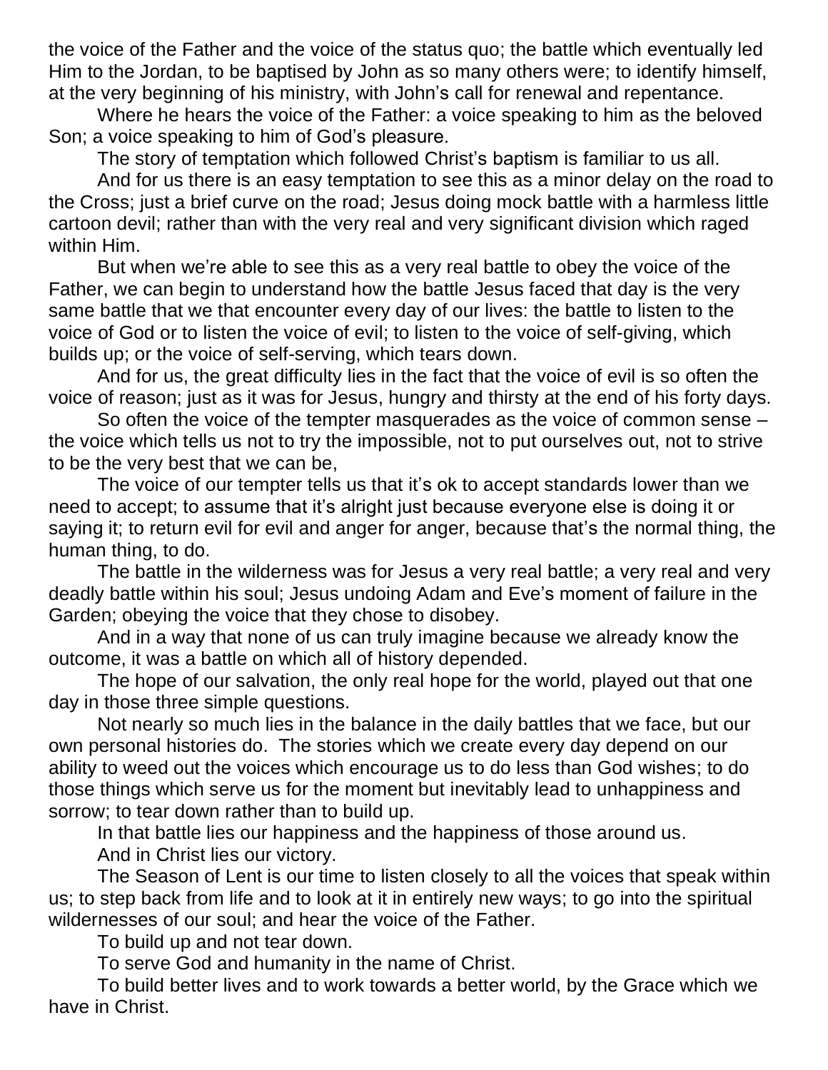the voice of the Father and the voice of the status quo; the battle which eventually led Him to the Jordan, to be baptised by John as so many others were; to identify himself, at the very beginning of his ministry, with John's call for renewal and repentance.

Where he hears the voice of the Father: a voice speaking to him as the beloved Son; a voice speaking to him of God's pleasure.

The story of temptation which followed Christ's baptism is familiar to us all.

And for us there is an easy temptation to see this as a minor delay on the road to the Cross; just a brief curve on the road; Jesus doing mock battle with a harmless little cartoon devil; rather than with the very real and very significant division which raged within Him.

But when we're able to see this as a very real battle to obey the voice of the Father, we can begin to understand how the battle Jesus faced that day is the very same battle that we that encounter every day of our lives: the battle to listen to the voice of God or to listen the voice of evil; to listen to the voice of self-giving, which builds up; or the voice of self-serving, which tears down.

And for us, the great difficulty lies in the fact that the voice of evil is so often the voice of reason; just as it was for Jesus, hungry and thirsty at the end of his forty days.

So often the voice of the tempter masquerades as the voice of common sense – the voice which tells us not to try the impossible, not to put ourselves out, not to strive to be the very best that we can be,

The voice of our tempter tells us that it's ok to accept standards lower than we need to accept; to assume that it's alright just because everyone else is doing it or saying it; to return evil for evil and anger for anger, because that's the normal thing, the human thing, to do.

The battle in the wilderness was for Jesus a very real battle; a very real and very deadly battle within his soul; Jesus undoing Adam and Eve's moment of failure in the Garden; obeying the voice that they chose to disobey.

And in a way that none of us can truly imagine because we already know the outcome, it was a battle on which all of history depended.

The hope of our salvation, the only real hope for the world, played out that one day in those three simple questions.

Not nearly so much lies in the balance in the daily battles that we face, but our own personal histories do. The stories which we create every day depend on our ability to weed out the voices which encourage us to do less than God wishes; to do those things which serve us for the moment but inevitably lead to unhappiness and sorrow; to tear down rather than to build up.

In that battle lies our happiness and the happiness of those around us.

And in Christ lies our victory.

The Season of Lent is our time to listen closely to all the voices that speak within us; to step back from life and to look at it in entirely new ways; to go into the spiritual wildernesses of our soul; and hear the voice of the Father.

To build up and not tear down.

To serve God and humanity in the name of Christ.

To build better lives and to work towards a better world, by the Grace which we have in Christ.